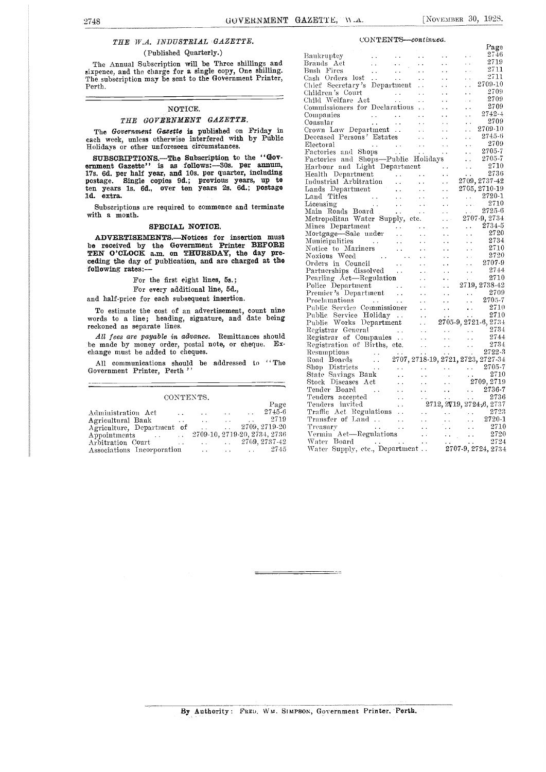### *THE W.A. INDUSTRIAL GAZETTE.*

(Published Quarterly.)

The Annual Subscription will be Three shillings and sixpence, and the charge for a single copy, One shilling. The subscription may be sent to the Government Printer, Perth.

---

## NOTICE.

### *THE GOVERNMENT GAZETTE.*

The *Government Gazette* is published on Friday in each week, unless otherwise interfered with by Public Holidays or other unforeseen circumstances.

**SUBSCRIPTIONS.—The Subscription to the "Government Gazette" is as follows:—30s. per annum, 17s. 6d. per half year, and 10s. per quarter, including postage. Single copies 9d.; previous years, up to ten years 1s. 6d., over ten years 2s. 6d.; postage 1d. extra.**

Subscriptions are required to commence and terminate with a month.

## SPECIAL NOTICE.

**ADVERTISEMENTS.—Notices for insertion must be received by the Government Printer BEFORE TEN O'CLOCK a.m. on THURSDAY, the day preceding the day of publication, and are charged at the following rates:—**

For the first eight lines, 5s.;

For every additional line, 5d.,

and half-price for each subsequent insertion.

To estimate the cost of an advertisement, count nine words to a line; heading, signature, and date being reckoned as separate lines.

*All fees are payable in advance.* Remittances should be made by money order, postal note, or cheque. Exchange must be added to cheques.

All communications should be addressed to "The Government Printer, Perth"

---

## CONTENTS.

| | Page |
|---|---|
| Administration Act | 2745-6 |
| Agricultural Bank | 2719 |
| Agriculture, Department of | 2709, 2719-20 |
| Appointments | 2709-10, 2719-20, 2734, 2736 |
| Arbitration Court | 2709, 2737-42 |
| Associations Incorporation | 2745 |
| Bankruptcy | 2746 |
| Brands Act | 2719 |
| Bush Fires | 2711 |
| Cash Orders lost | 2711 |
| Chief Secretary's Department | 2709-10 |
| Children's Court | 2709 |
| Child Welfare Act | 2709 |
| Commissioners for Declarations | 2709 |
| Companies | 2742-4 |
| Consular | 2709 |
| Crown Law Department | 2709-10 |
| Deceased Persons' Estates | 2745-6 |
| Electoral | 2709 |
| Factories and Shops | 2705-7 |
| Factories and Shops—Public Holidays | 2705-7 |
| Harbour and Light Department | 2710 |
| Health Department | 2736 |
| Industrial Arbitration | 2709, 2737-42 |
| Lands Department | 2705, 2710-19 |
| Land Titles | 2720-1 |
| Licensing | 2710 |
| Main Roads Board | 2725-6 |
| Metropolitan Water Supply, etc. | 2707-9, 2734 |
| Mines Department | 2734-5 |
| Mortgage—Sale under | 2720 |
| Municipalities | 2734 |
| Notice to Mariners | 2710 |
| Noxious Weed | 2720 |
| Orders in Council | 2707-9 |
| Partnerships dissolved | 2744 |
| Pearling Act—Regulation | 2710 |
| Police Department | 2719, 2738-42 |
| Premier's Department | 2709 |
| Proclamations | 2705-7 |
| Public Service Commissioner | 2710 |
| Public Service Holiday | 2710 |
| Public Works Department | 2705-9, 2721-6, 2734 |
| Registrar General | 2734 |
| Registrar of Companies | 2744 |
| Registration of Births, etc. | 2734 |
| Resumptions | 2722-3 |
| Road Boards | 2707, 2718-19, 2721, 2723, 2727-34 |
| Shop Districts | 2705-7 |
| State Savings Bank | 2710 |
| Stock Diseases Act | 2709, 2719 |
| Tender Board | 2736-7 |
| Tenders accepted | 2736 |
| Tenders invited | 2712, 2719, 2724-6, 2737 |
| Traffic Act Regulations | 2723 |
| Transfer of Land | 2720-1 |
| Treasury | 2710 |
| Vermin Act—Regulations | 2720 |
| Water Board | 2724 |
| Water Supply, etc., Department | 2707-9, 2724, 2734 |

---

**By Authority: FRED. WM. SIMPSON, Government Printer, Perth.**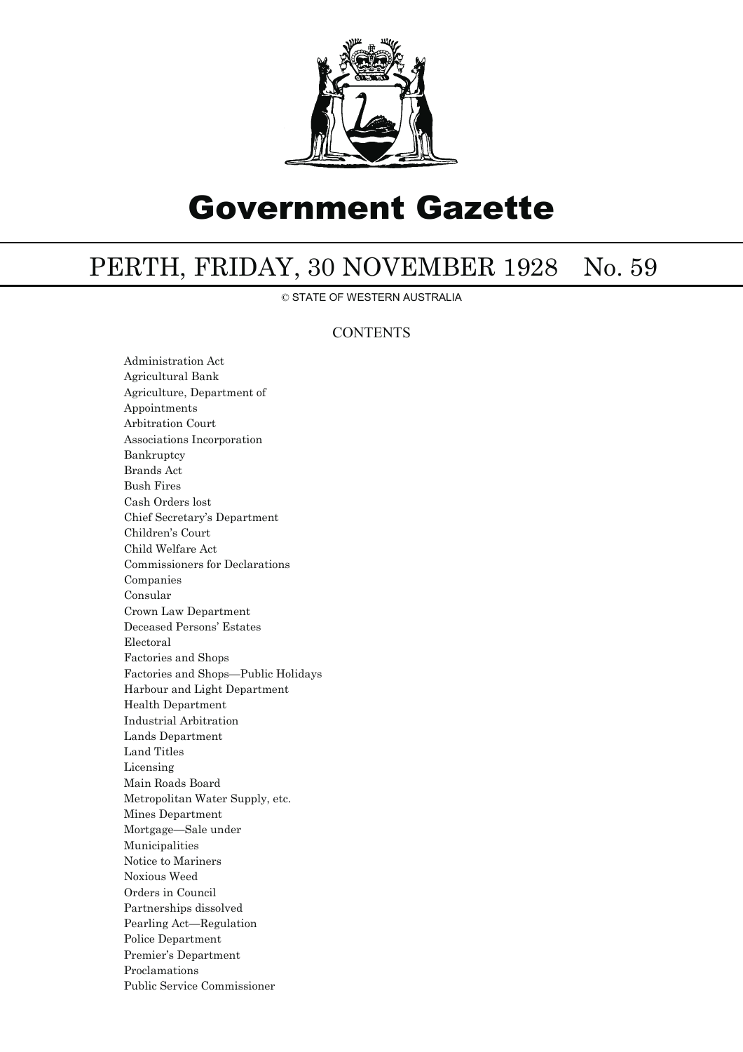# Government Gazette

## PERTH, FRIDAY, 30 NOVEMBER 1928 No. 59

© STATE OF WESTERN AUSTRALIA

### CONTENTS

Administration Act
Agricultural Bank
Agriculture, Department of
Appointments
Arbitration Court
Associations Incorporation
Bankruptcy
Brands Act
Bush Fires
Cash Orders lost
Chief Secretary's Department
Children's Court
Child Welfare Act
Commissioners for Declarations
Companies
Consular
Crown Law Department
Deceased Persons' Estates
Electoral
Factories and Shops
Factories and Shops—Public Holidays
Harbour and Light Department
Health Department
Industrial Arbitration
Lands Department
Land Titles
Licensing
Main Roads Board
Metropolitan Water Supply, etc.
Mines Department
Mortgage—Sale under
Municipalities
Notice to Mariners
Noxious Weed
Orders in Council
Partnerships dissolved
Pearling Act—Regulation
Police Department
Premier's Department
Proclamations
Public Service Commissioner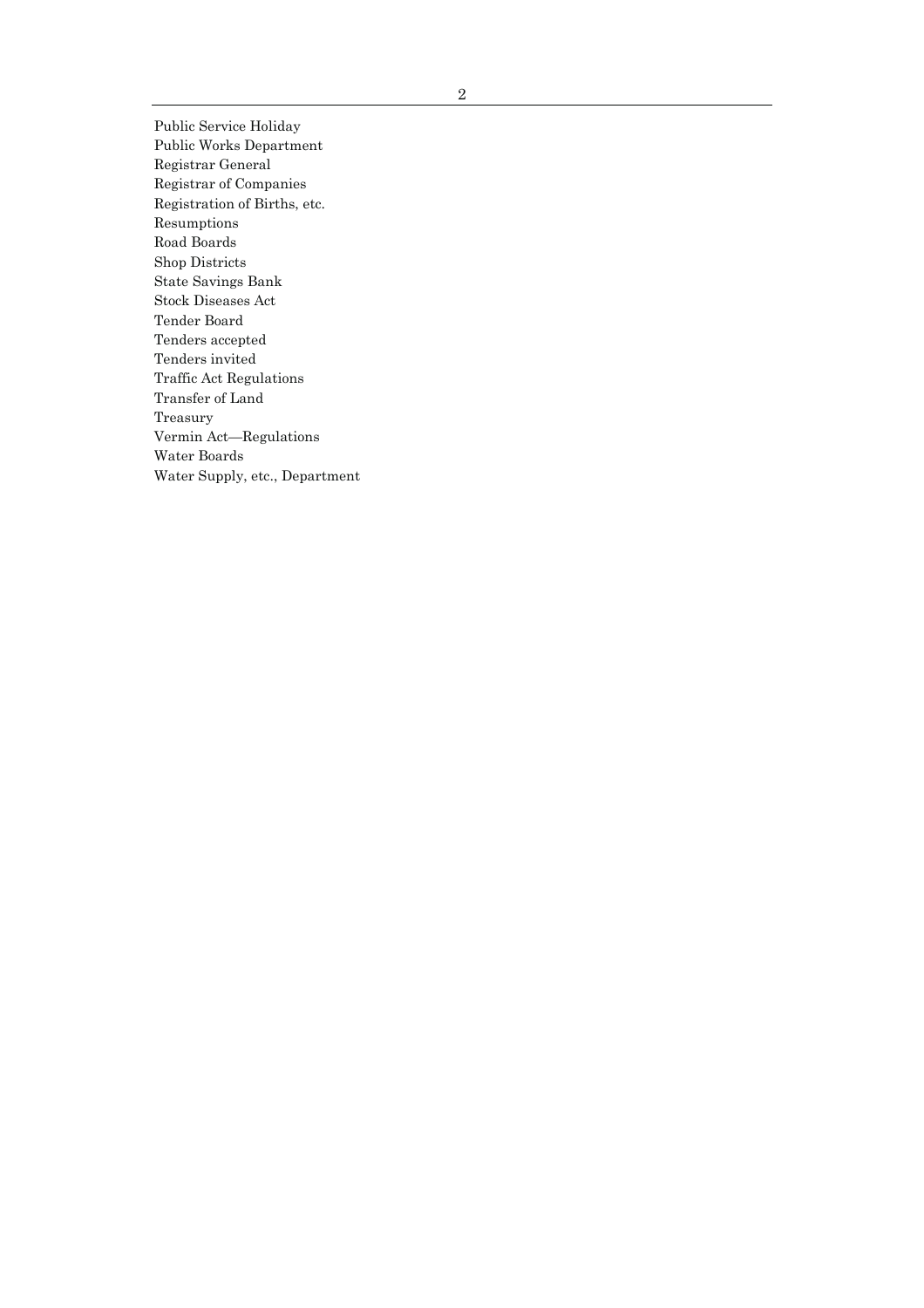Public Service Holiday
Public Works Department
Registrar General
Registrar of Companies
Registration of Births, etc.
Resumptions
Road Boards
Shop Districts
State Savings Bank
Stock Diseases Act
Tender Board
Tenders accepted
Tenders invited
Traffic Act Regulations
Transfer of Land
Treasury
Vermin Act—Regulations
Water Boards
Water Supply, etc., Department